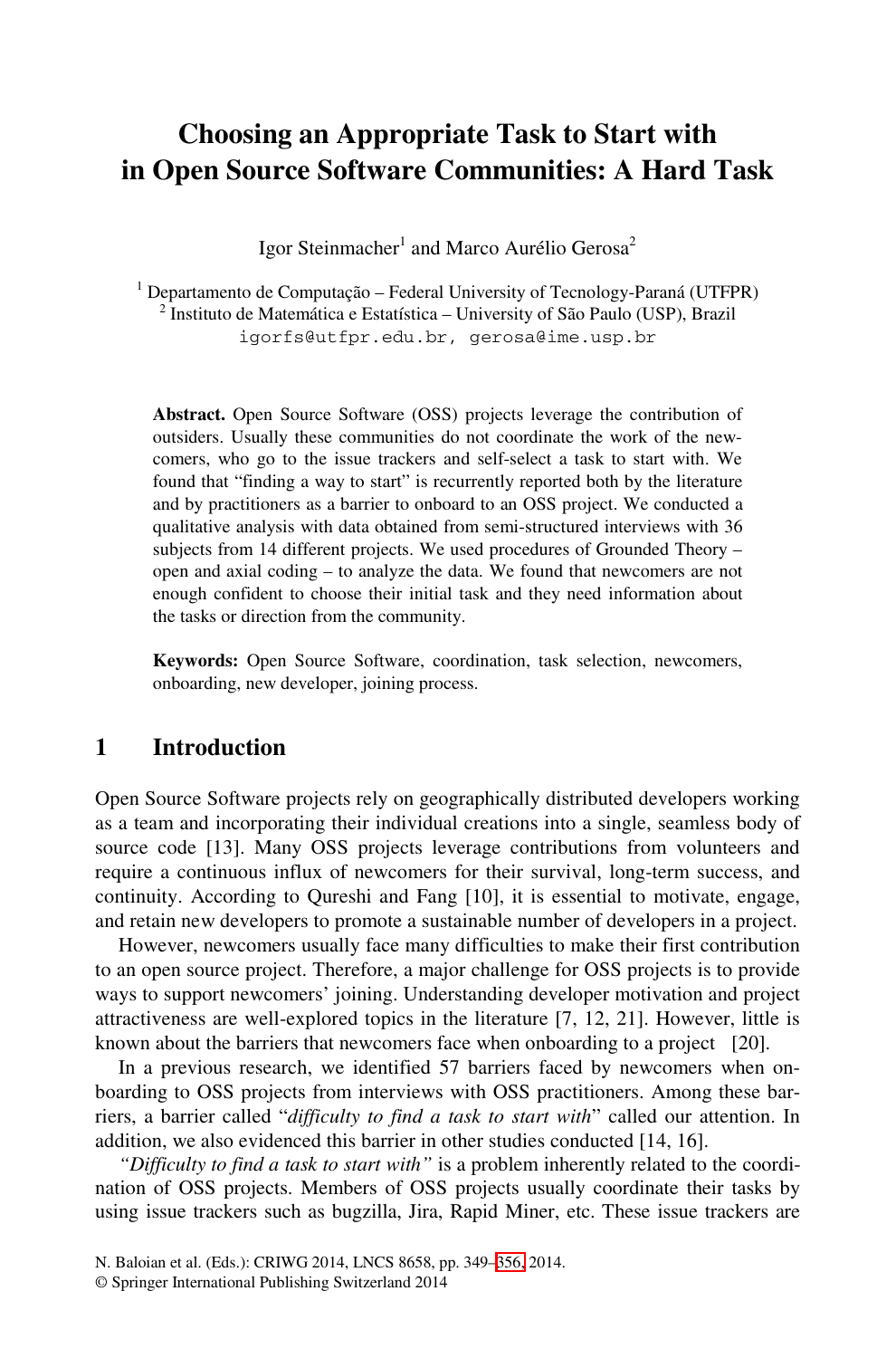# Choosing an Appropriate Task to Start with in Open Source Software Communities: A Hard Task

Igor Steinmacher[1] and Marco Aurélio Gerosa[2]

[1] Departamento de Computação – Federal University of Tecnology-Paraná (UTFPR)
[2] Instituto de Matemática e Estatística – University of São Paulo (USP), Brazil
igorfs@utfpr.edu.br, gerosa@ime.usp.br

**Abstract.** Open Source Software (OSS) projects leverage the contribution of outsiders. Usually these communities do not coordinate the work of the newcomers, who go to the issue trackers and self-select a task to start with. We found that "finding a way to start" is recurrently reported both by the literature and by practitioners as a barrier to onboard to an OSS project. We conducted a qualitative analysis with data obtained from semi-structured interviews with 36 subjects from 14 different projects. We used procedures of Grounded Theory – open and axial coding – to analyze the data. We found that newcomers are not enough confident to choose their initial task and they need information about the tasks or direction from the community.

**Keywords:** Open Source Software, coordination, task selection, newcomers, onboarding, new developer, joining process.

## 1 Introduction

Open Source Software projects rely on geographically distributed developers working as a team and incorporating their individual creations into a single, seamless body of source code [13]. Many OSS projects leverage contributions from volunteers and require a continuous influx of newcomers for their survival, long-term success, and continuity. According to Qureshi and Fang [10], it is essential to motivate, engage, and retain new developers to promote a sustainable number of developers in a project.

However, newcomers usually face many difficulties to make their first contribution to an open source project. Therefore, a major challenge for OSS projects is to provide ways to support newcomers' joining. Understanding developer motivation and project attractiveness are well-explored topics in the literature [7, 12, 21]. However, little is known about the barriers that newcomers face when onboarding to a project [20].

In a previous research, we identified 57 barriers faced by newcomers when onboarding to OSS projects from interviews with OSS practitioners. Among these barriers, a barrier called "*difficulty to find a task to start with*" called our attention. In addition, we also evidenced this barrier in other studies conducted [14, 16].

*"Difficulty to find a task to start with"* is a problem inherently related to the coordination of OSS projects. Members of OSS projects usually coordinate their tasks by using issue trackers such as bugzilla, Jira, Rapid Miner, etc. These issue trackers are

N. Baloian et al. (Eds.): CRIWG 2014, LNCS 8658, pp. 349–356, 2014.
© Springer International Publishing Switzerland 2014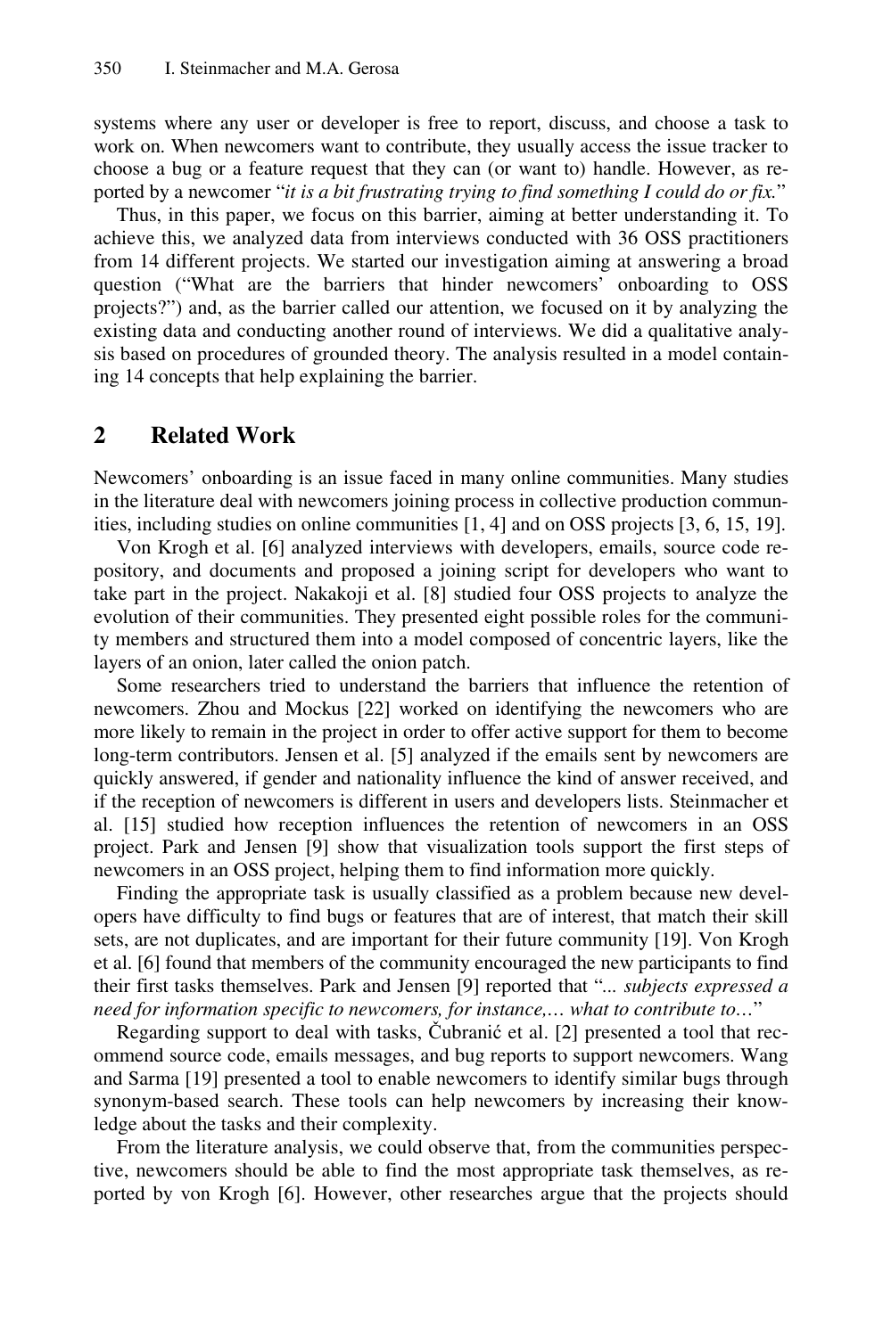systems where any user or developer is free to report, discuss, and choose a task to work on. When newcomers want to contribute, they usually access the issue tracker to choose a bug or a feature request that they can (or want to) handle. However, as reported by a newcomer "*it is a bit frustrating trying to find something I could do or fix.*"

Thus, in this paper, we focus on this barrier, aiming at better understanding it. To achieve this, we analyzed data from interviews conducted with 36 OSS practitioners from 14 different projects. We started our investigation aiming at answering a broad question ("What are the barriers that hinder newcomers' onboarding to OSS projects?") and, as the barrier called our attention, we focused on it by analyzing the existing data and conducting another round of interviews. We did a qualitative analysis based on procedures of grounded theory. The analysis resulted in a model containing 14 concepts that help explaining the barrier.

## 2 Related Work

Newcomers' onboarding is an issue faced in many online communities. Many studies in the literature deal with newcomers joining process in collective production communities, including studies on online communities [1, 4] and on OSS projects [3, 6, 15, 19].

Von Krogh et al. [6] analyzed interviews with developers, emails, source code repository, and documents and proposed a joining script for developers who want to take part in the project. Nakakoji et al. [8] studied four OSS projects to analyze the evolution of their communities. They presented eight possible roles for the community members and structured them into a model composed of concentric layers, like the layers of an onion, later called the onion patch.

Some researchers tried to understand the barriers that influence the retention of newcomers. Zhou and Mockus [22] worked on identifying the newcomers who are more likely to remain in the project in order to offer active support for them to become long-term contributors. Jensen et al. [5] analyzed if the emails sent by newcomers are quickly answered, if gender and nationality influence the kind of answer received, and if the reception of newcomers is different in users and developers lists. Steinmacher et al. [15] studied how reception influences the retention of newcomers in an OSS project. Park and Jensen [9] show that visualization tools support the first steps of newcomers in an OSS project, helping them to find information more quickly.

Finding the appropriate task is usually classified as a problem because new developers have difficulty to find bugs or features that are of interest, that match their skill sets, are not duplicates, and are important for their future community [19]. Von Krogh et al. [6] found that members of the community encouraged the new participants to find their first tasks themselves. Park and Jensen [9] reported that "*... subjects expressed a need for information specific to newcomers, for instance,… what to contribute to…*"

Regarding support to deal with tasks, Čubranić et al. [2] presented a tool that recommend source code, emails messages, and bug reports to support newcomers. Wang and Sarma [19] presented a tool to enable newcomers to identify similar bugs through synonym-based search. These tools can help newcomers by increasing their knowledge about the tasks and their complexity.

From the literature analysis, we could observe that, from the communities perspective, newcomers should be able to find the most appropriate task themselves, as reported by von Krogh [6]. However, other researches argue that the projects should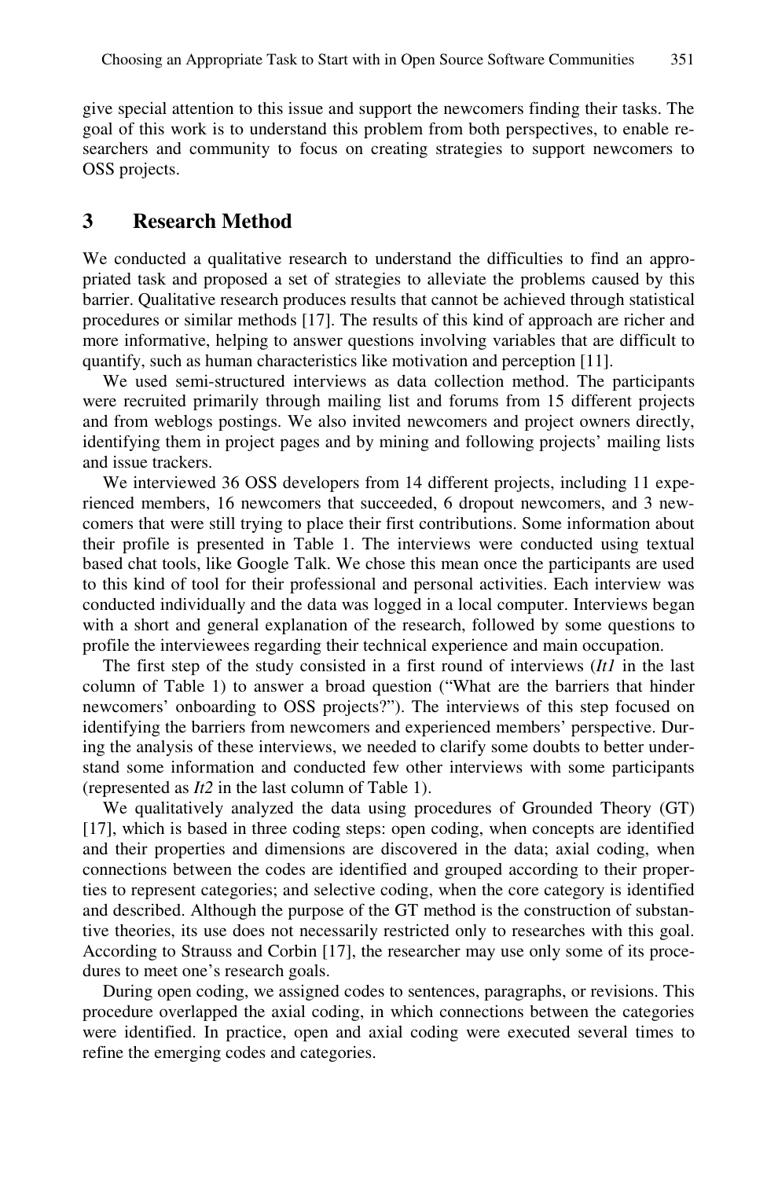give special attention to this issue and support the newcomers finding their tasks. The goal of this work is to understand this problem from both perspectives, to enable researchers and community to focus on creating strategies to support newcomers to OSS projects.

## 3 Research Method

We conducted a qualitative research to understand the difficulties to find an appropriated task and proposed a set of strategies to alleviate the problems caused by this barrier. Qualitative research produces results that cannot be achieved through statistical procedures or similar methods [17]. The results of this kind of approach are richer and more informative, helping to answer questions involving variables that are difficult to quantify, such as human characteristics like motivation and perception [11].

We used semi-structured interviews as data collection method. The participants were recruited primarily through mailing list and forums from 15 different projects and from weblogs postings. We also invited newcomers and project owners directly, identifying them in project pages and by mining and following projects' mailing lists and issue trackers.

We interviewed 36 OSS developers from 14 different projects, including 11 experienced members, 16 newcomers that succeeded, 6 dropout newcomers, and 3 newcomers that were still trying to place their first contributions. Some information about their profile is presented in Table 1. The interviews were conducted using textual based chat tools, like Google Talk. We chose this mean once the participants are used to this kind of tool for their professional and personal activities. Each interview was conducted individually and the data was logged in a local computer. Interviews began with a short and general explanation of the research, followed by some questions to profile the interviewees regarding their technical experience and main occupation.

The first step of the study consisted in a first round of interviews (*It1* in the last column of Table 1) to answer a broad question ("What are the barriers that hinder newcomers' onboarding to OSS projects?"). The interviews of this step focused on identifying the barriers from newcomers and experienced members' perspective. During the analysis of these interviews, we needed to clarify some doubts to better understand some information and conducted few other interviews with some participants (represented as *It2* in the last column of Table 1).

We qualitatively analyzed the data using procedures of Grounded Theory (GT) [17], which is based in three coding steps: open coding, when concepts are identified and their properties and dimensions are discovered in the data; axial coding, when connections between the codes are identified and grouped according to their properties to represent categories; and selective coding, when the core category is identified and described. Although the purpose of the GT method is the construction of substantive theories, its use does not necessarily restricted only to researches with this goal. According to Strauss and Corbin [17], the researcher may use only some of its procedures to meet one's research goals.

During open coding, we assigned codes to sentences, paragraphs, or revisions. This procedure overlapped the axial coding, in which connections between the categories were identified. In practice, open and axial coding were executed several times to refine the emerging codes and categories.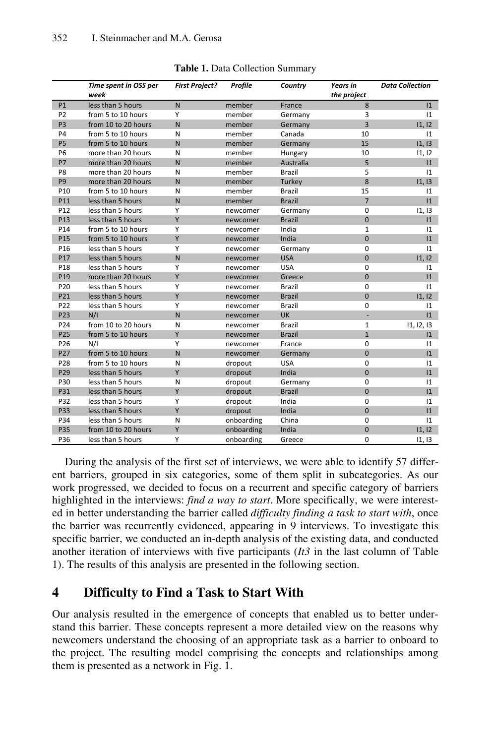**Table 1.** Data Collection Summary

| | *Time spent in OSS per week* | *First Project?* | *Profile* | *Country* | *Years in the project* | *Data Collection* |
|---|---|---|---|---|---|---|
| P1 | less than 5 hours | N | member | France | 8 | I1 |
| P2 | from 5 to 10 hours | Y | member | Germany | 3 | I1 |
| P3 | from 10 to 20 hours | N | member | Germany | 3 | I1, I2 |
| P4 | from 5 to 10 hours | N | member | Canada | 10 | I1 |
| P5 | from 5 to 10 hours | N | member | Germany | 15 | I1, I3 |
| P6 | more than 20 hours | N | member | Hungary | 10 | I1, I2 |
| P7 | more than 20 hours | N | member | Australia | 5 | I1 |
| P8 | more than 20 hours | N | member | Brazil | 5 | I1 |
| P9 | more than 20 hours | N | member | Turkey | 8 | I1, I3 |
| P10 | from 5 to 10 hours | N | member | Brazil | 15 | I1 |
| P11 | less than 5 hours | N | member | Brazil | 7 | I1 |
| P12 | less than 5 hours | Y | newcomer | Germany | 0 | I1, I3 |
| P13 | less than 5 hours | Y | newcomer | Brazil | 0 | I1 |
| P14 | from 5 to 10 hours | Y | newcomer | India | 1 | I1 |
| P15 | from 5 to 10 hours | Y | newcomer | India | 0 | I1 |
| P16 | less than 5 hours | Y | newcomer | Germany | 0 | I1 |
| P17 | less than 5 hours | N | newcomer | USA | 0 | I1, I2 |
| P18 | less than 5 hours | Y | newcomer | USA | 0 | I1 |
| P19 | more than 20 hours | Y | newcomer | Greece | 0 | I1 |
| P20 | less than 5 hours | Y | newcomer | Brazil | 0 | I1 |
| P21 | less than 5 hours | Y | newcomer | Brazil | 0 | I1, I2 |
| P22 | less than 5 hours | Y | newcomer | Brazil | 0 | I1 |
| P23 | N/I | N | newcomer | UK | - | I1 |
| P24 | from 10 to 20 hours | N | newcomer | Brazil | 1 | I1, I2, I3 |
| P25 | from 5 to 10 hours | Y | newcomer | Brazil | 1 | I1 |
| P26 | N/I | Y | newcomer | France | 0 | I1 |
| P27 | from 5 to 10 hours | N | newcomer | Germany | 0 | I1 |
| P28 | from 5 to 10 hours | N | dropout | USA | 0 | I1 |
| P29 | less than 5 hours | Y | dropout | India | 0 | I1 |
| P30 | less than 5 hours | N | dropout | Germany | 0 | I1 |
| P31 | less than 5 hours | Y | dropout | Brazil | 0 | I1 |
| P32 | less than 5 hours | Y | dropout | India | 0 | I1 |
| P33 | less than 5 hours | Y | dropout | India | 0 | I1 |
| P34 | less than 5 hours | N | onboarding | China | 0 | I1 |
| P35 | from 10 to 20 hours | Y | onboarding | India | 0 | I1, I2 |
| P36 | less than 5 hours | Y | onboarding | Greece | 0 | I1, I3 |

During the analysis of the first set of interviews, we were able to identify 57 different barriers, grouped in six categories, some of them split in subcategories. As our work progressed, we decided to focus on a recurrent and specific category of barriers highlighted in the interviews: *find a way to start*. More specifically, we were interested in better understanding the barrier called *difficulty finding a task to start with*, once the barrier was recurrently evidenced, appearing in 9 interviews. To investigate this specific barrier, we conducted an in-depth analysis of the existing data, and conducted another iteration of interviews with five participants (*It3* in the last column of Table 1). The results of this analysis are presented in the following section.

## 4 Difficulty to Find a Task to Start With

Our analysis resulted in the emergence of concepts that enabled us to better understand this barrier. These concepts represent a more detailed view on the reasons why newcomers understand the choosing of an appropriate task as a barrier to onboard to the project. The resulting model comprising the concepts and relationships among them is presented as a network in Fig. 1.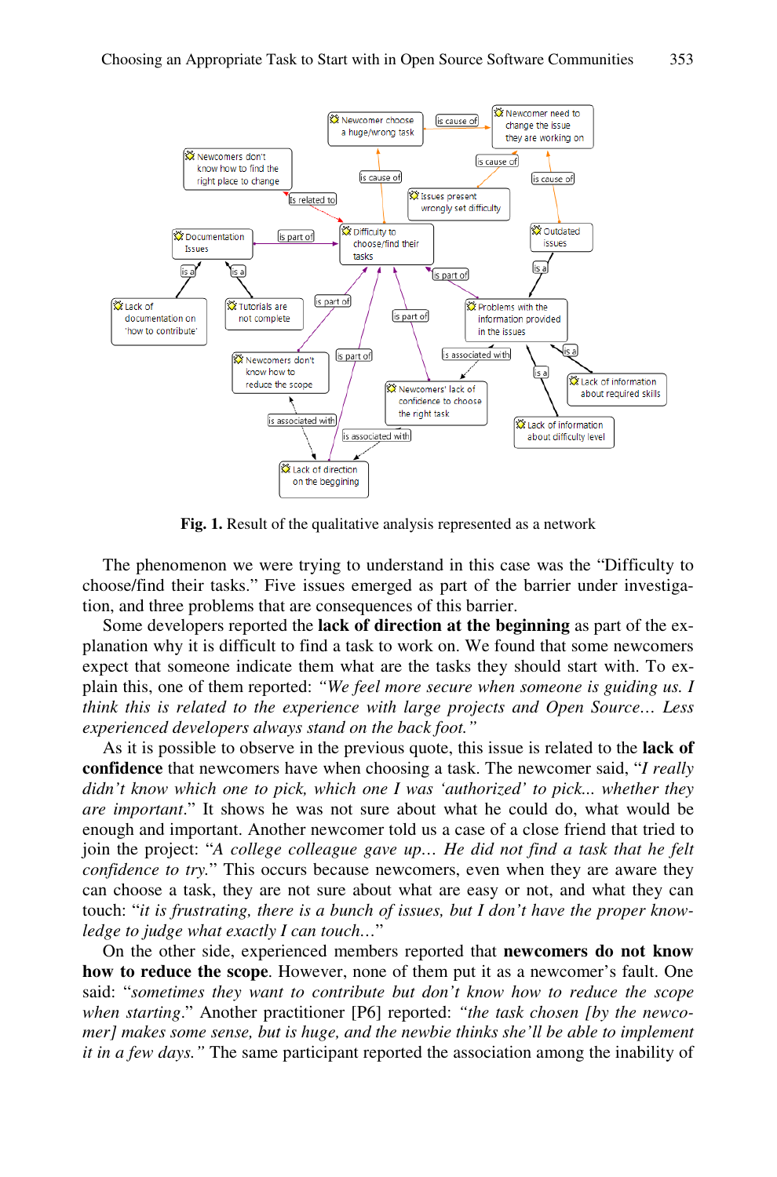**Fig. 1.** Result of the qualitative analysis represented as a network

The phenomenon we were trying to understand in this case was the "Difficulty to choose/find their tasks." Five issues emerged as part of the barrier under investigation, and three problems that are consequences of this barrier.

Some developers reported the **lack of direction at the beginning** as part of the explanation why it is difficult to find a task to work on. We found that some newcomers expect that someone indicate them what are the tasks they should start with. To explain this, one of them reported: *"We feel more secure when someone is guiding us. I think this is related to the experience with large projects and Open Source… Less experienced developers always stand on the back foot."*

As it is possible to observe in the previous quote, this issue is related to the **lack of confidence** that newcomers have when choosing a task. The newcomer said, "*I really didn't know which one to pick, which one I was 'authorized' to pick... whether they are important*." It shows he was not sure about what he could do, what would be enough and important. Another newcomer told us a case of a close friend that tried to join the project: "*A college colleague gave up… He did not find a task that he felt confidence to try.*" This occurs because newcomers, even when they are aware they can choose a task, they are not sure about what are easy or not, and what they can touch: "*it is frustrating, there is a bunch of issues, but I don't have the proper knowledge to judge what exactly I can touch…*"

On the other side, experienced members reported that **newcomers do not know how to reduce the scope**. However, none of them put it as a newcomer's fault. One said: "*sometimes they want to contribute but don't know how to reduce the scope when starting*." Another practitioner [P6] reported: *"the task chosen [by the newcomer] makes some sense, but is huge, and the newbie thinks she'll be able to implement it in a few days."* The same participant reported the association among the inability of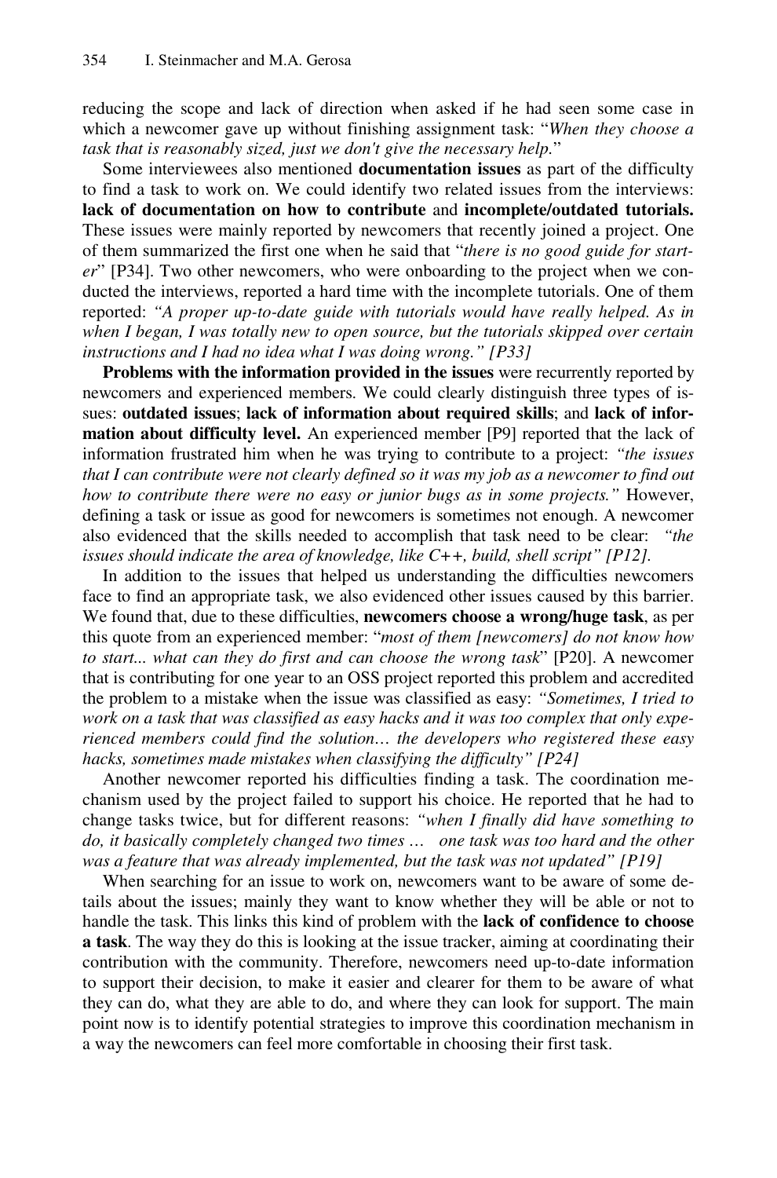reducing the scope and lack of direction when asked if he had seen some case in which a newcomer gave up without finishing assignment task: "*When they choose a task that is reasonably sized, just we don't give the necessary help.*"

Some interviewees also mentioned **documentation issues** as part of the difficulty to find a task to work on. We could identify two related issues from the interviews: **lack of documentation on how to contribute** and **incomplete/outdated tutorials.** These issues were mainly reported by newcomers that recently joined a project. One of them summarized the first one when he said that "*there is no good guide for starter*" [P34]. Two other newcomers, who were onboarding to the project when we conducted the interviews, reported a hard time with the incomplete tutorials. One of them reported: *"A proper up-to-date guide with tutorials would have really helped. As in when I began, I was totally new to open source, but the tutorials skipped over certain instructions and I had no idea what I was doing wrong." [P33]*

**Problems with the information provided in the issues** were recurrently reported by newcomers and experienced members. We could clearly distinguish three types of issues: **outdated issues**; **lack of information about required skills**; and **lack of information about difficulty level.** An experienced member [P9] reported that the lack of information frustrated him when he was trying to contribute to a project: *"the issues that I can contribute were not clearly defined so it was my job as a newcomer to find out how to contribute there were no easy or junior bugs as in some projects."* However, defining a task or issue as good for newcomers is sometimes not enough. A newcomer also evidenced that the skills needed to accomplish that task need to be clear: *"the issues should indicate the area of knowledge, like C++, build, shell script" [P12].*

In addition to the issues that helped us understanding the difficulties newcomers face to find an appropriate task, we also evidenced other issues caused by this barrier. We found that, due to these difficulties, **newcomers choose a wrong/huge task**, as per this quote from an experienced member: "*most of them [newcomers] do not know how to start... what can they do first and can choose the wrong task*" [P20]. A newcomer that is contributing for one year to an OSS project reported this problem and accredited the problem to a mistake when the issue was classified as easy: *"Sometimes, I tried to work on a task that was classified as easy hacks and it was too complex that only experienced members could find the solution… the developers who registered these easy hacks, sometimes made mistakes when classifying the difficulty" [P24]*

Another newcomer reported his difficulties finding a task. The coordination mechanism used by the project failed to support his choice. He reported that he had to change tasks twice, but for different reasons: *"when I finally did have something to do, it basically completely changed two times … one task was too hard and the other was a feature that was already implemented, but the task was not updated" [P19]*

When searching for an issue to work on, newcomers want to be aware of some details about the issues; mainly they want to know whether they will be able or not to handle the task. This links this kind of problem with the **lack of confidence to choose a task**. The way they do this is looking at the issue tracker, aiming at coordinating their contribution with the community. Therefore, newcomers need up-to-date information to support their decision, to make it easier and clearer for them to be aware of what they can do, what they are able to do, and where they can look for support. The main point now is to identify potential strategies to improve this coordination mechanism in a way the newcomers can feel more comfortable in choosing their first task.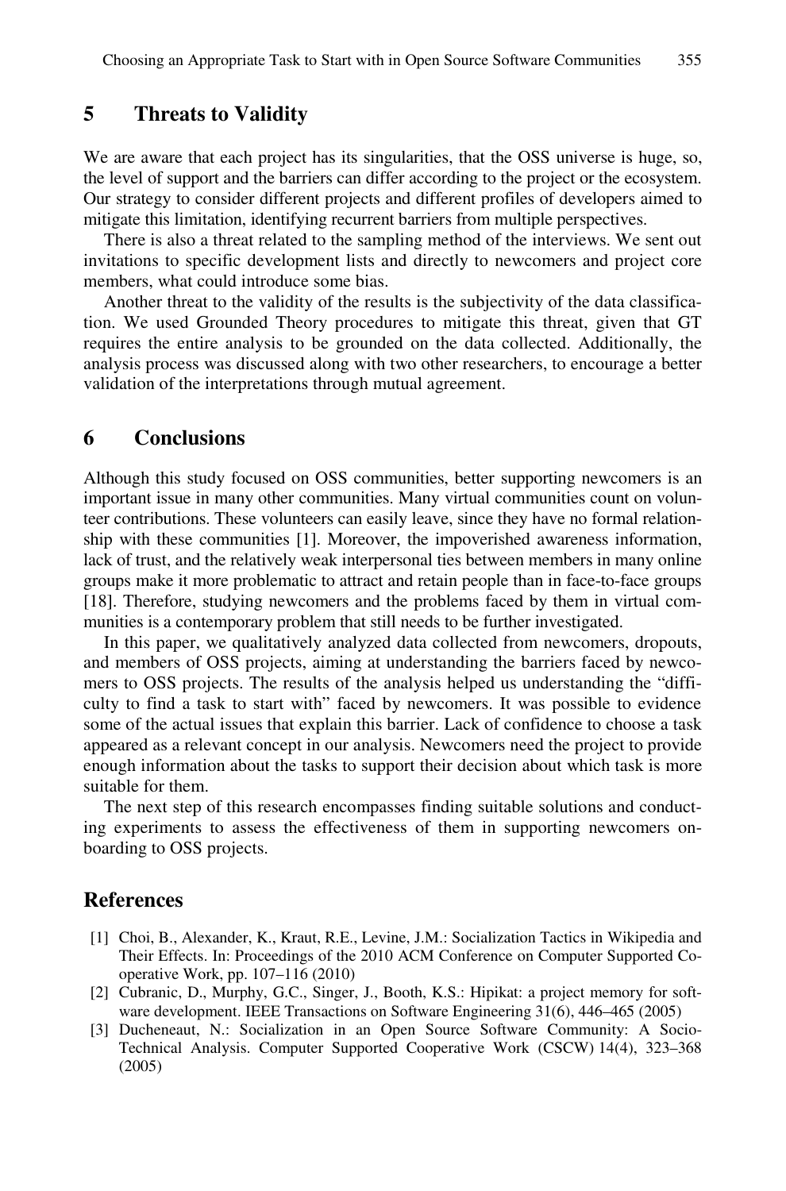## 5 Threats to Validity

We are aware that each project has its singularities, that the OSS universe is huge, so, the level of support and the barriers can differ according to the project or the ecosystem. Our strategy to consider different projects and different profiles of developers aimed to mitigate this limitation, identifying recurrent barriers from multiple perspectives.

There is also a threat related to the sampling method of the interviews. We sent out invitations to specific development lists and directly to newcomers and project core members, what could introduce some bias.

Another threat to the validity of the results is the subjectivity of the data classification. We used Grounded Theory procedures to mitigate this threat, given that GT requires the entire analysis to be grounded on the data collected. Additionally, the analysis process was discussed along with two other researchers, to encourage a better validation of the interpretations through mutual agreement.

## 6 Conclusions

Although this study focused on OSS communities, better supporting newcomers is an important issue in many other communities. Many virtual communities count on volunteer contributions. These volunteers can easily leave, since they have no formal relationship with these communities [1]. Moreover, the impoverished awareness information, lack of trust, and the relatively weak interpersonal ties between members in many online groups make it more problematic to attract and retain people than in face-to-face groups [18]. Therefore, studying newcomers and the problems faced by them in virtual communities is a contemporary problem that still needs to be further investigated.

In this paper, we qualitatively analyzed data collected from newcomers, dropouts, and members of OSS projects, aiming at understanding the barriers faced by newcomers to OSS projects. The results of the analysis helped us understanding the "difficulty to find a task to start with" faced by newcomers. It was possible to evidence some of the actual issues that explain this barrier. Lack of confidence to choose a task appeared as a relevant concept in our analysis. Newcomers need the project to provide enough information about the tasks to support their decision about which task is more suitable for them.

The next step of this research encompasses finding suitable solutions and conducting experiments to assess the effectiveness of them in supporting newcomers onboarding to OSS projects.

## References

[1] Choi, B., Alexander, K., Kraut, R.E., Levine, J.M.: Socialization Tactics in Wikipedia and Their Effects. In: Proceedings of the 2010 ACM Conference on Computer Supported Cooperative Work, pp. 107–116 (2010)

[2] Cubranic, D., Murphy, G.C., Singer, J., Booth, K.S.: Hipikat: a project memory for software development. IEEE Transactions on Software Engineering 31(6), 446–465 (2005)

[3] Ducheneaut, N.: Socialization in an Open Source Software Community: A Socio-Technical Analysis. Computer Supported Cooperative Work (CSCW) 14(4), 323–368 (2005)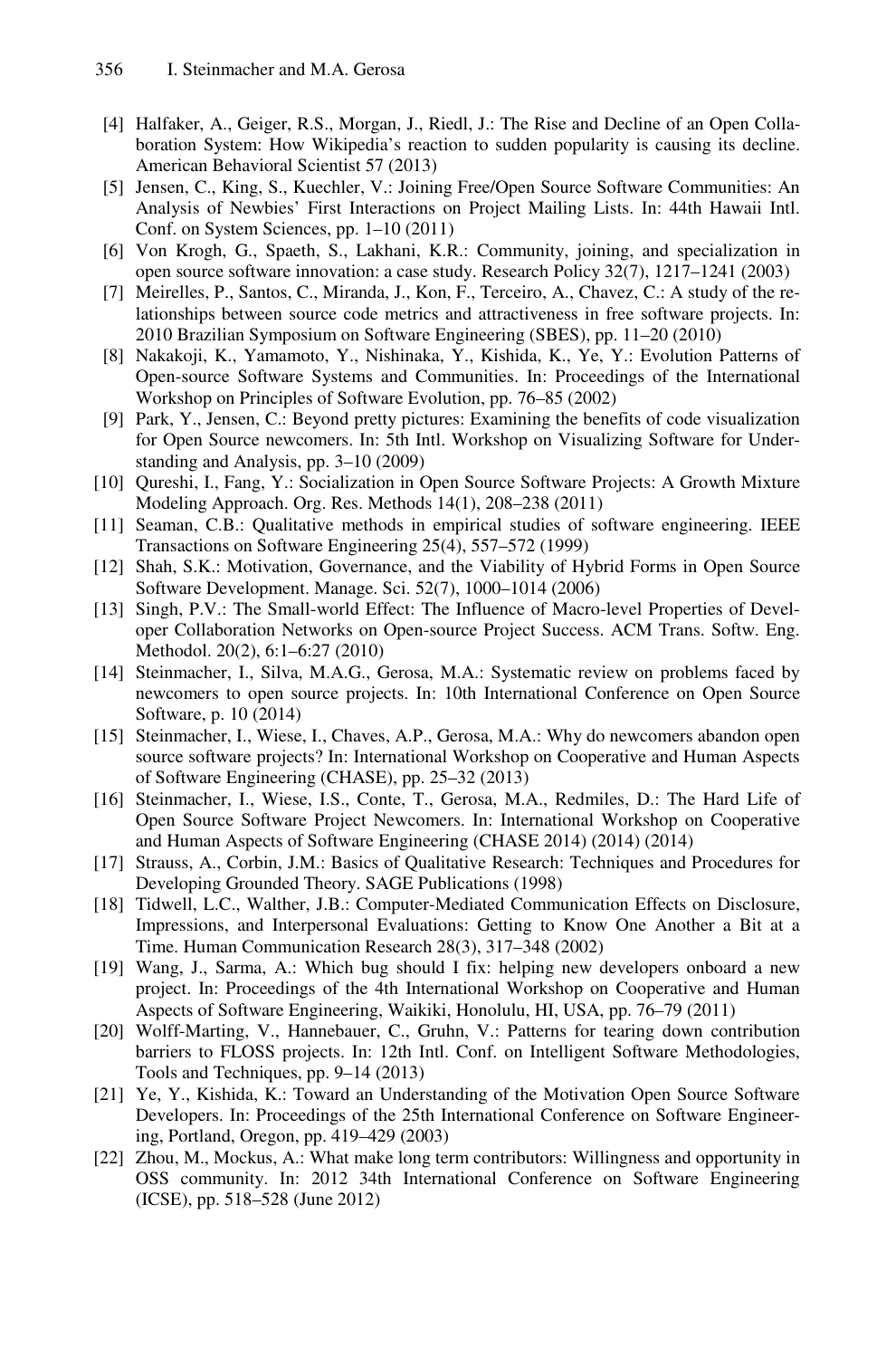[4] Halfaker, A., Geiger, R.S., Morgan, J., Riedl, J.: The Rise and Decline of an Open Collaboration System: How Wikipedia's reaction to sudden popularity is causing its decline. American Behavioral Scientist 57 (2013)

[5] Jensen, C., King, S., Kuechler, V.: Joining Free/Open Source Software Communities: An Analysis of Newbies' First Interactions on Project Mailing Lists. In: 44th Hawaii Intl. Conf. on System Sciences, pp. 1–10 (2011)

[6] Von Krogh, G., Spaeth, S., Lakhani, K.R.: Community, joining, and specialization in open source software innovation: a case study. Research Policy 32(7), 1217–1241 (2003)

[7] Meirelles, P., Santos, C., Miranda, J., Kon, F., Terceiro, A., Chavez, C.: A study of the relationships between source code metrics and attractiveness in free software projects. In: 2010 Brazilian Symposium on Software Engineering (SBES), pp. 11–20 (2010)

[8] Nakakoji, K., Yamamoto, Y., Nishinaka, Y., Kishida, K., Ye, Y.: Evolution Patterns of Open-source Software Systems and Communities. In: Proceedings of the International Workshop on Principles of Software Evolution, pp. 76–85 (2002)

[9] Park, Y., Jensen, C.: Beyond pretty pictures: Examining the benefits of code visualization for Open Source newcomers. In: 5th Intl. Workshop on Visualizing Software for Understanding and Analysis, pp. 3–10 (2009)

[10] Qureshi, I., Fang, Y.: Socialization in Open Source Software Projects: A Growth Mixture Modeling Approach. Org. Res. Methods 14(1), 208–238 (2011)

[11] Seaman, C.B.: Qualitative methods in empirical studies of software engineering. IEEE Transactions on Software Engineering 25(4), 557–572 (1999)

[12] Shah, S.K.: Motivation, Governance, and the Viability of Hybrid Forms in Open Source Software Development. Manage. Sci. 52(7), 1000–1014 (2006)

[13] Singh, P.V.: The Small-world Effect: The Influence of Macro-level Properties of Developer Collaboration Networks on Open-source Project Success. ACM Trans. Softw. Eng. Methodol. 20(2), 6:1–6:27 (2010)

[14] Steinmacher, I., Silva, M.A.G., Gerosa, M.A.: Systematic review on problems faced by newcomers to open source projects. In: 10th International Conference on Open Source Software, p. 10 (2014)

[15] Steinmacher, I., Wiese, I., Chaves, A.P., Gerosa, M.A.: Why do newcomers abandon open source software projects? In: International Workshop on Cooperative and Human Aspects of Software Engineering (CHASE), pp. 25–32 (2013)

[16] Steinmacher, I., Wiese, I.S., Conte, T., Gerosa, M.A., Redmiles, D.: The Hard Life of Open Source Software Project Newcomers. In: International Workshop on Cooperative and Human Aspects of Software Engineering (CHASE 2014) (2014) (2014)

[17] Strauss, A., Corbin, J.M.: Basics of Qualitative Research: Techniques and Procedures for Developing Grounded Theory. SAGE Publications (1998)

[18] Tidwell, L.C., Walther, J.B.: Computer-Mediated Communication Effects on Disclosure, Impressions, and Interpersonal Evaluations: Getting to Know One Another a Bit at a Time. Human Communication Research 28(3), 317–348 (2002)

[19] Wang, J., Sarma, A.: Which bug should I fix: helping new developers onboard a new project. In: Proceedings of the 4th International Workshop on Cooperative and Human Aspects of Software Engineering, Waikiki, Honolulu, HI, USA, pp. 76–79 (2011)

[20] Wolff-Marting, V., Hannebauer, C., Gruhn, V.: Patterns for tearing down contribution barriers to FLOSS projects. In: 12th Intl. Conf. on Intelligent Software Methodologies, Tools and Techniques, pp. 9–14 (2013)

[21] Ye, Y., Kishida, K.: Toward an Understanding of the Motivation Open Source Software Developers. In: Proceedings of the 25th International Conference on Software Engineering, Portland, Oregon, pp. 419–429 (2003)

[22] Zhou, M., Mockus, A.: What make long term contributors: Willingness and opportunity in OSS community. In: 2012 34th International Conference on Software Engineering (ICSE), pp. 518–528 (June 2012)